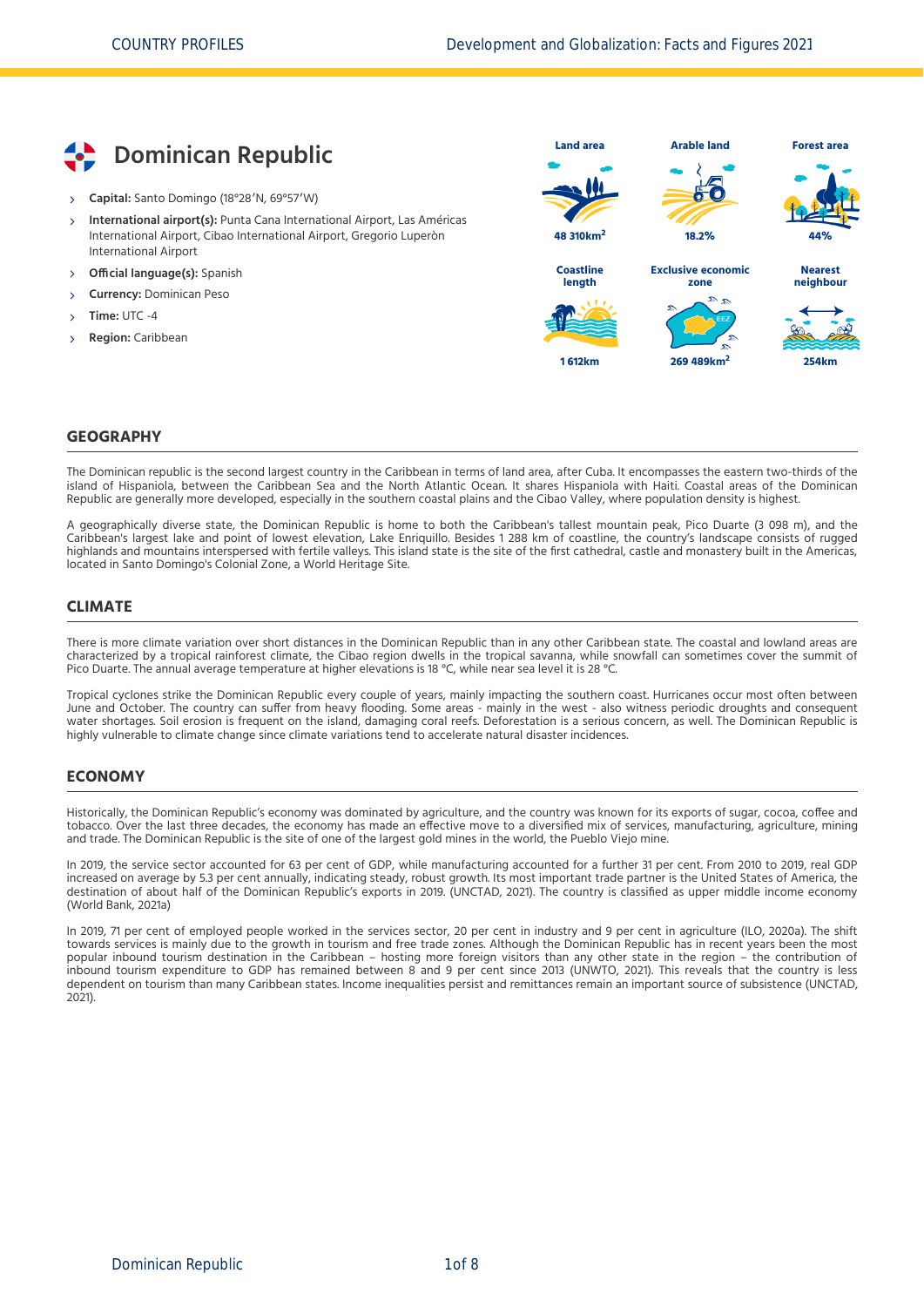# Dominican Republic

- **Capital:** Santo Domingo (18°28′N, 69°57′W)
- **International airport(s):** Punta Cana International Airport, Las Américas International Airport, Cibao International Airport, Gregorio Luperòn International Airport
- **Official language(s):** Spanish
- **Currency:** Dominican Peso
- **Time:** UTC -4
- **Region:** Caribbean

| Land area | Arable land | Forest area |
|---|---|---|
| 48 310km² | 18.2% | 44% |

| Coastline length | Exclusive economic zone | Nearest neighbour |
|---|---|---|
| 1 612km | 269 489km² | 254km |

## GEOGRAPHY

The Dominican republic is the second largest country in the Caribbean in terms of land area, after Cuba. It encompasses the eastern two-thirds of the island of Hispaniola, between the Caribbean Sea and the North Atlantic Ocean. It shares Hispaniola with Haiti. Coastal areas of the Dominican Republic are generally more developed, especially in the southern coastal plains and the Cibao Valley, where population density is highest.

A geographically diverse state, the Dominican Republic is home to both the Caribbean's tallest mountain peak, Pico Duarte (3 098 m), and the Caribbean's largest lake and point of lowest elevation, Lake Enriquillo. Besides 1 288 km of coastline, the country's landscape consists of rugged highlands and mountains interspersed with fertile valleys. This island state is the site of the first cathedral, castle and monastery built in the Americas, located in Santo Domingo's Colonial Zone, a World Heritage Site.

## CLIMATE

There is more climate variation over short distances in the Dominican Republic than in any other Caribbean state. The coastal and lowland areas are characterized by a tropical rainforest climate, the Cibao region dwells in the tropical savanna, while snowfall can sometimes cover the summit of Pico Duarte. The annual average temperature at higher elevations is 18 °C, while near sea level it is 28 °C.

Tropical cyclones strike the Dominican Republic every couple of years, mainly impacting the southern coast. Hurricanes occur most often between June and October. The country can suffer from heavy flooding. Some areas - mainly in the west - also witness periodic droughts and consequent water shortages. Soil erosion is frequent on the island, damaging coral reefs. Deforestation is a serious concern, as well. The Dominican Republic is highly vulnerable to climate change since climate variations tend to accelerate natural disaster incidences.

## ECONOMY

Historically, the Dominican Republic's economy was dominated by agriculture, and the country was known for its exports of sugar, cocoa, coffee and tobacco. Over the last three decades, the economy has made an effective move to a diversified mix of services, manufacturing, agriculture, mining and trade. The Dominican Republic is the site of one of the largest gold mines in the world, the Pueblo Viejo mine.

In 2019, the service sector accounted for 63 per cent of GDP, while manufacturing accounted for a further 31 per cent. From 2010 to 2019, real GDP increased on average by 5.3 per cent annually, indicating steady, robust growth. Its most important trade partner is the United States of America, the destination of about half of the Dominican Republic's exports in 2019. (UNCTAD, 2021). The country is classified as upper middle income economy (World Bank, 2021a)

In 2019, 71 per cent of employed people worked in the services sector, 20 per cent in industry and 9 per cent in agriculture (ILO, 2020a). The shift towards services is mainly due to the growth in tourism and free trade zones. Although the Dominican Republic has in recent years been the most popular inbound tourism destination in the Caribbean – hosting more foreign visitors than any other state in the region – the contribution of inbound tourism expenditure to GDP has remained between 8 and 9 per cent since 2013 (UNWTO, 2021). This reveals that the country is less dependent on tourism than many Caribbean states. Income inequalities persist and remittances remain an important source of subsistence (UNCTAD, 2021).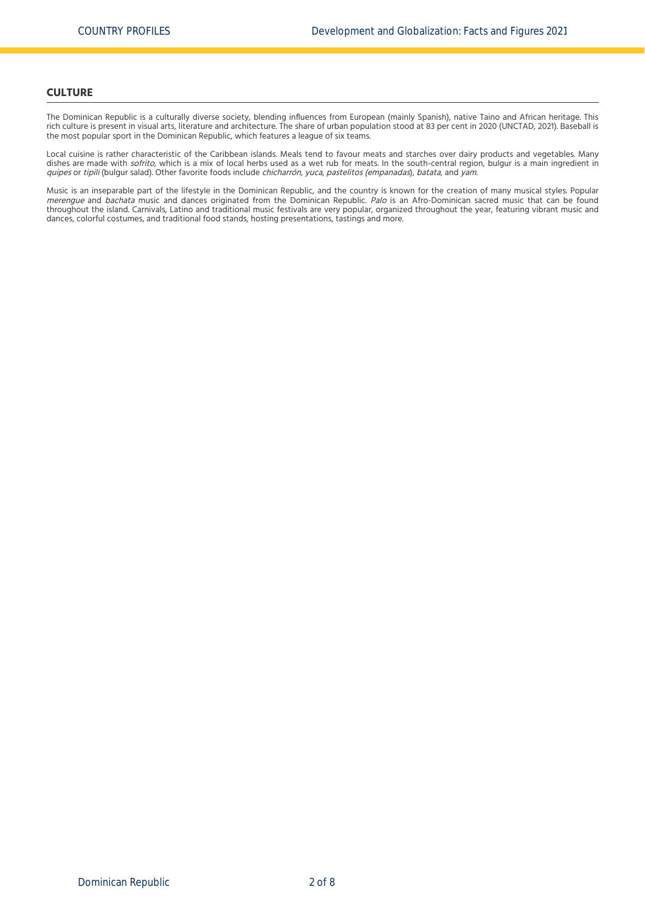## CULTURE

The Dominican Republic is a culturally diverse society, blending influences from European (mainly Spanish), native Taino and African heritage. This rich culture is present in visual arts, literature and architecture. The share of urban population stood at 83 per cent in 2020 (UNCTAD, 2021). Baseball is the most popular sport in the Dominican Republic, which features a league of six teams.

Local cuisine is rather characteristic of the Caribbean islands. Meals tend to favour meats and starches over dairy products and vegetables. Many dishes are made with *sofrito*, which is a mix of local herbs used as a wet rub for meats. In the south-central region, bulgur is a main ingredient in *quipes* or *tipili* (bulgur salad). Other favorite foods include *chicharrón*, *yuca*, *pastelitos (empanadas*), *batata,* and *yam*.

Music is an inseparable part of the lifestyle in the Dominican Republic, and the country is known for the creation of many musical styles. Popular *merengue* and *bachata* music and dances originated from the Dominican Republic. *Palo* is an Afro-Dominican sacred music that can be found throughout the island. Carnivals, Latino and traditional music festivals are very popular, organized throughout the year, featuring vibrant music and dances, colorful costumes, and traditional food stands, hosting presentations, tastings and more.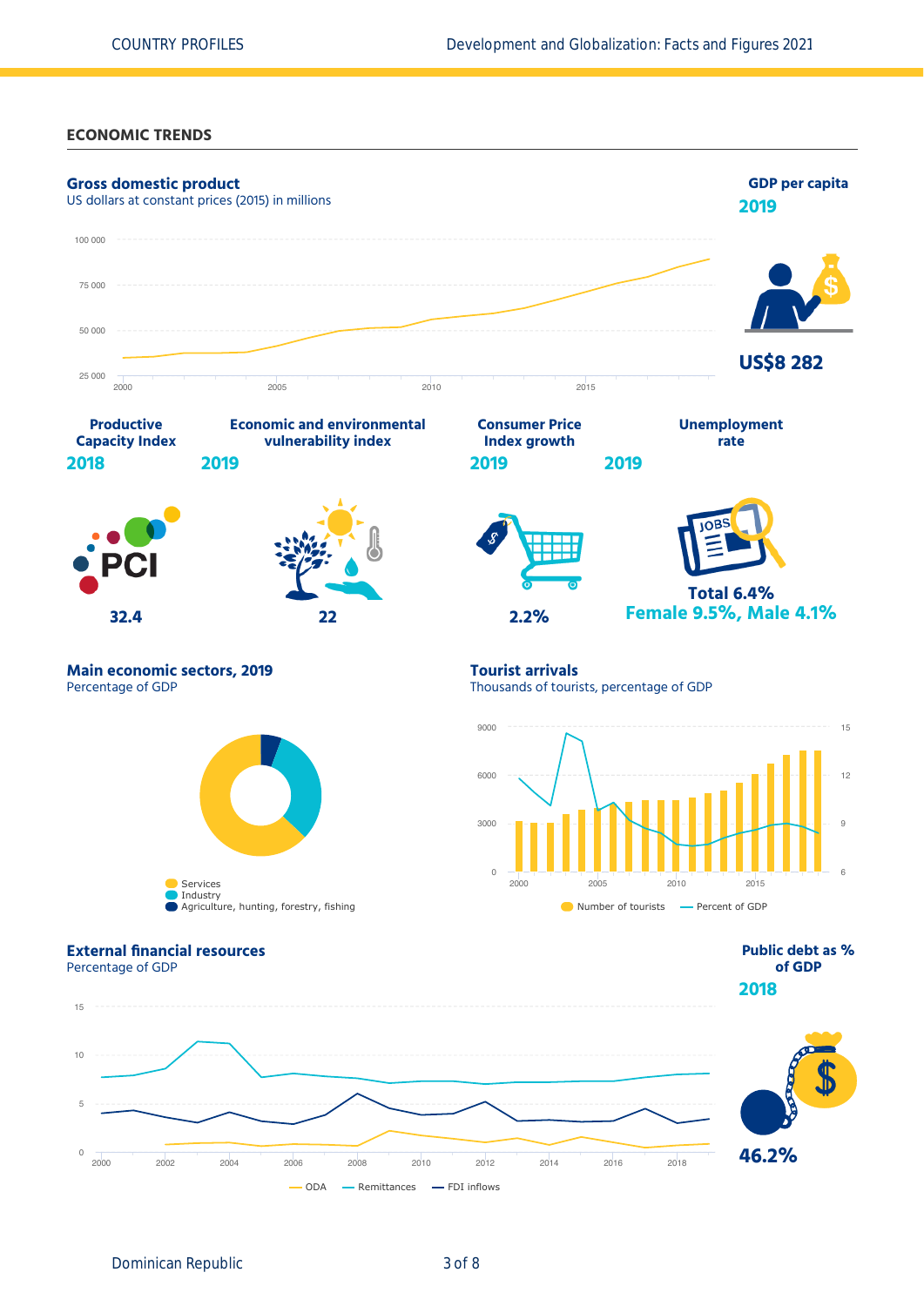## ECONOMIC TRENDS

### Gross domestic product

US dollars at constant prices (2015) in millions

100 000
75 000
50 000
25 000

2000 2005 2010 2015

### GDP per capita

2019

US$8 282

### Productive Capacity Index

2018

32.4

### Economic and environmental vulnerability index

2019

22

### Consumer Price Index growth

2019

2.2%

### Unemployment rate

2019

Total 6.4%
Female 9.5%, Male 4.1%

### Main economic sectors, 2019

Percentage of GDP

Services
Industry
Agriculture, hunting, forestry, fishing

### Tourist arrivals

Thousands of tourists, percentage of GDP

9000 6000 3000 0

15 12 9 6

2000 2005 2010 2015

Number of tourists — Percent of GDP

### External financial resources

Percentage of GDP

15 10 5 0

2000 2002 2004 2006 2008 2010 2012 2014 2016 2018

ODA — Remittances — FDI inflows

### Public debt as % of GDP

2018

46.2%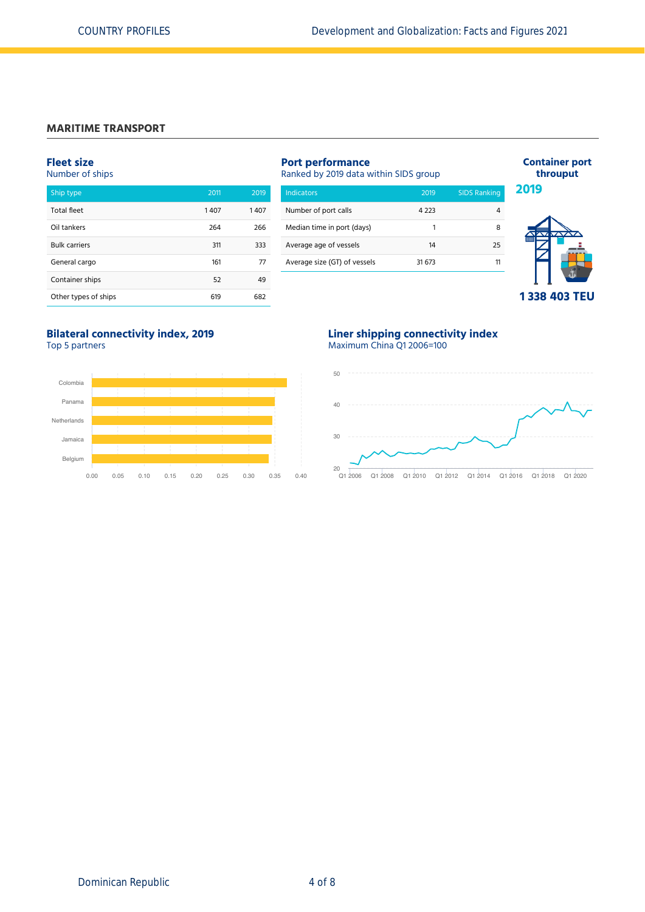## MARITIME TRANSPORT

### Fleet size

Number of ships

| Ship type | 2011 | 2019 |
|---|---|---|
| Total fleet | 1 407 | 1 407 |
| Oil tankers | 264 | 266 |
| Bulk carriers | 311 | 333 |
| General cargo | 161 | 77 |
| Container ships | 52 | 49 |
| Other types of ships | 619 | 682 |

### Port performance

Ranked by 2019 data within SIDS group

| Indicators | 2019 | SIDS Ranking |
|---|---|---|
| Number of port calls | 4 223 | 4 |
| Median time in port (days) | 1 | 8 |
| Average age of vessels | 14 | 25 |
| Average size (GT) of vessels | 31 673 | 11 |

### Container port throuput

**2019**

**1 338 403 TEU**

### Bilateral connectivity index, 2019

Top 5 partners

Colombia, Panama, Netherlands, Jamaica, Belgium

0.00 0.05 0.10 0.15 0.20 0.25 0.30 0.35 0.40

### Liner shipping connectivity index

Maximum China Q1 2006=100

50, 40, 30, 20

Q1 2006, Q1 2008, Q1 2010, Q1 2012, Q1 2014, Q1 2016, Q1 2018, Q1 2020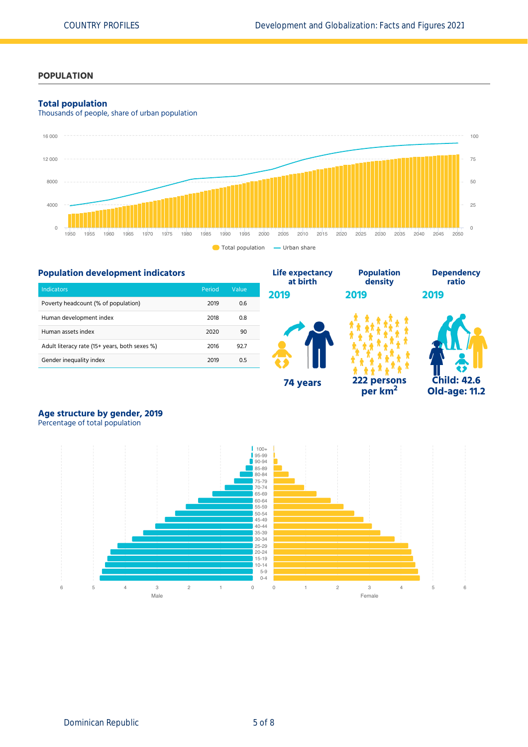## POPULATION

### Total population

Thousands of people, share of urban population

### Population development indicators

| Indicators | Period | Value |
|---|---|---|
| Poverty headcount (% of population) | 2019 | 0.6 |
| Human development index | 2018 | 0.8 |
| Human assets index | 2020 | 90 |
| Adult literacy rate (15+ years, both sexes %) | 2016 | 92.7 |
| Gender inequality index | 2019 | 0.5 |

**Life expectancy at birth**
**2019**
**74 years**

**Population density**
**2019**
**222 persons per km²**

**Dependency ratio**
**2019**
**Child: 42.6**
**Old-age: 11.2**

### Age structure by gender, 2019

Percentage of total population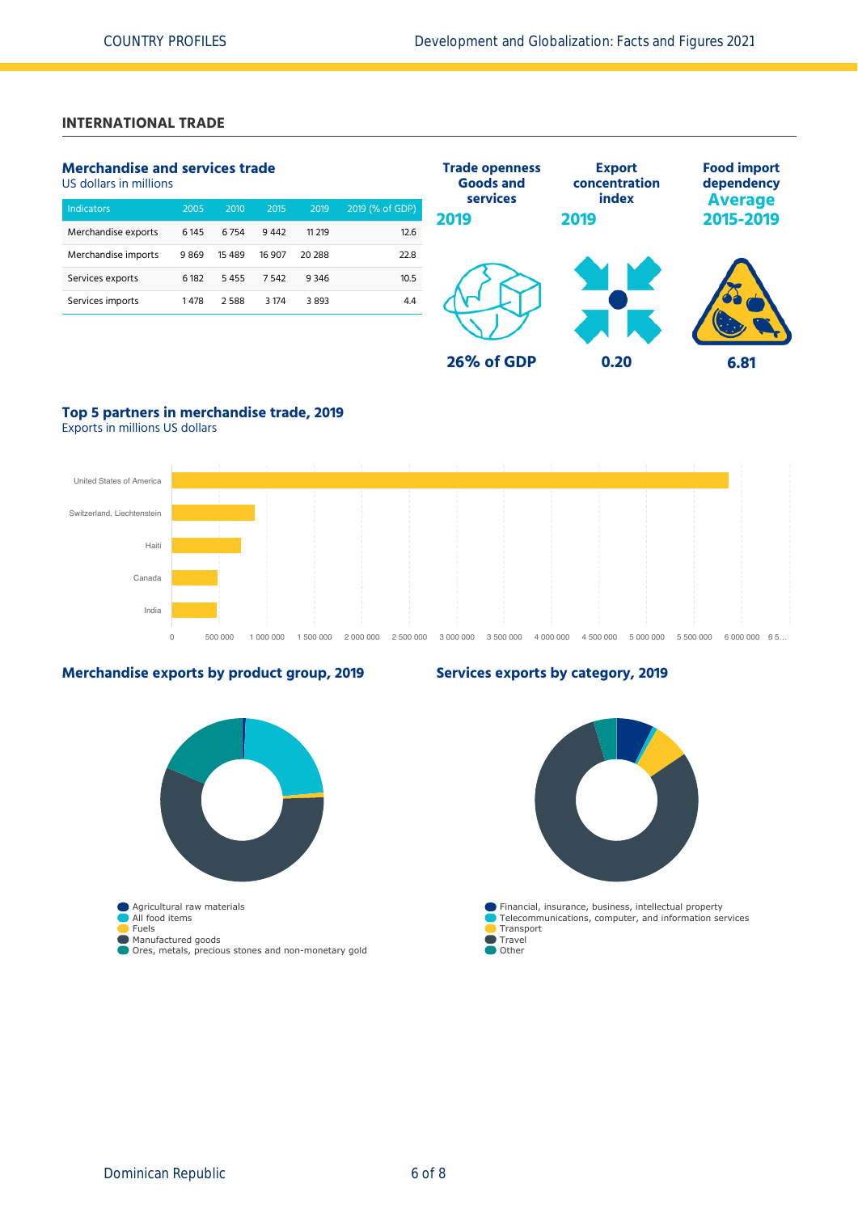## INTERNATIONAL TRADE

### Merchandise and services trade

US dollars in millions

| Indicators | 2005 | 2010 | 2015 | 2019 | 2019 (% of GDP) |
|---|---|---|---|---|---|
| Merchandise exports | 6 145 | 6 754 | 9 442 | 11 219 | 12.6 |
| Merchandise imports | 9 869 | 15 489 | 16 907 | 20 288 | 22.8 |
| Services exports | 6 182 | 5 455 | 7 542 | 9 346 | 10.5 |
| Services imports | 1 478 | 2 588 | 3 174 | 3 893 | 4.4 |

**Trade openness Goods and services 2019**

26% of GDP

**Export concentration index 2019**

0.20

**Food import dependency Average 2015-2019**

6.81

### Top 5 partners in merchandise trade, 2019

Exports in millions US dollars

United States of America, Switzerland, Liechtenstein, Haiti, Canada, India

0, 500 000, 1 000 000, 1 500 000, 2 000 000, 2 500 000, 3 000 000, 3 500 000, 4 000 000, 4 500 000, 5 000 000, 5 500 000, 6 000 000, 6 5...

### Merchandise exports by product group, 2019

- Agricultural raw materials
- All food items
- Fuels
- Manufactured goods
- Ores, metals, precious stones and non-monetary gold

### Services exports by category, 2019

- Financial, insurance, business, intellectual property
- Telecommunications, computer, and information services
- Transport
- Travel
- Other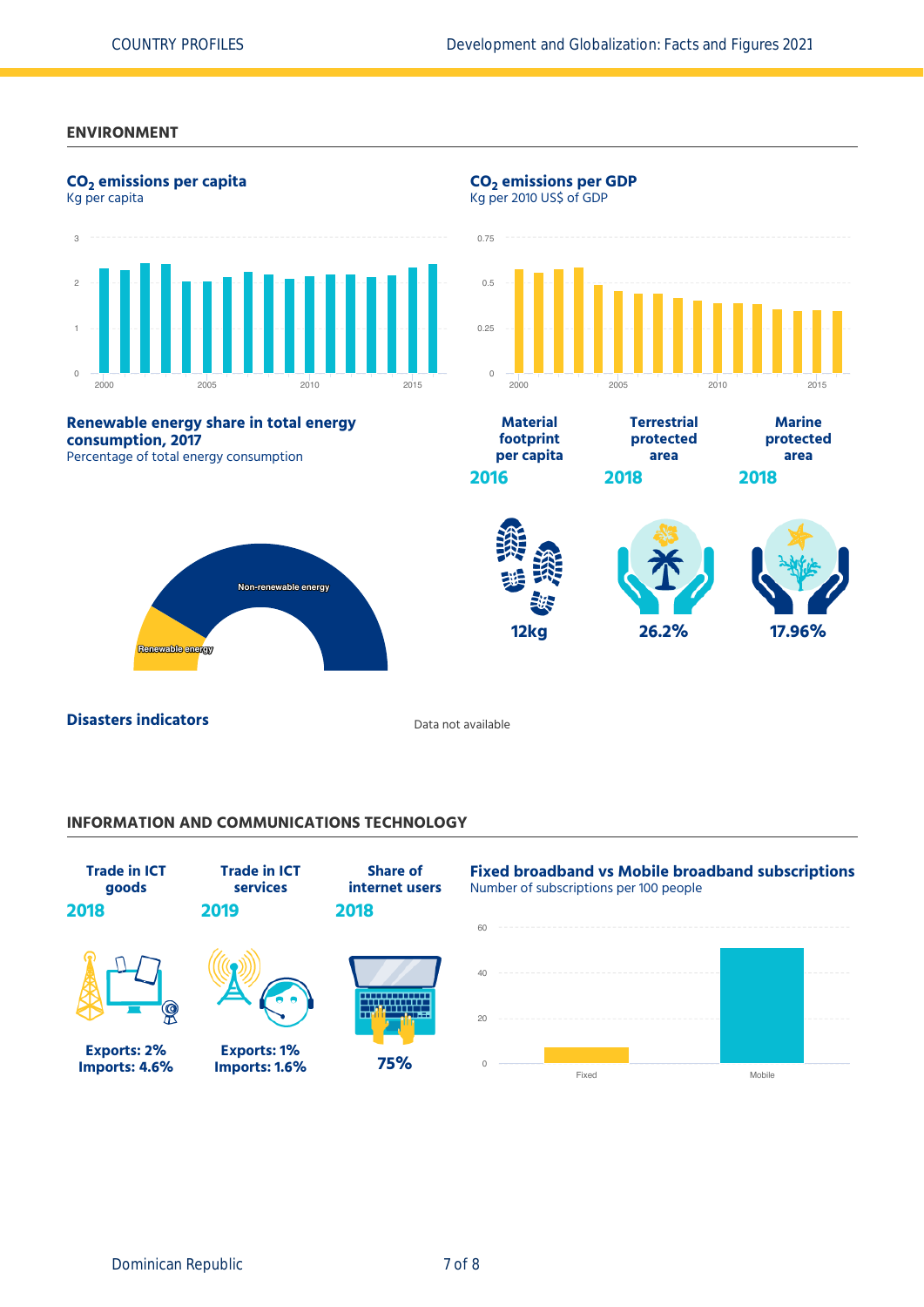## ENVIRONMENT

### $CO_2$ emissions per capita
Kg per capita

### $CO_2$ emissions per GDP
Kg per 2010 US$ of GDP

### Renewable energy share in total energy consumption, 2017
Percentage of total energy consumption

Non-renewable energy

Renewable energy

| Material footprint per capita | Terrestrial protected area | Marine protected area |
|---|---|---|
| 2016 | 2018 | 2018 |
| 12kg | 26.2% | 17.96% |

### Disasters indicators

Data not available

## INFORMATION AND COMMUNICATIONS TECHNOLOGY

| Trade in ICT goods | Trade in ICT services | Share of internet users |
|---|---|---|
| 2018 | 2019 | 2018 |
| Exports: 2%<br>Imports: 4.6% | Exports: 1%<br>Imports: 1.6% | 75% |

### Fixed broadband vs Mobile broadband subscriptions
Number of subscriptions per 100 people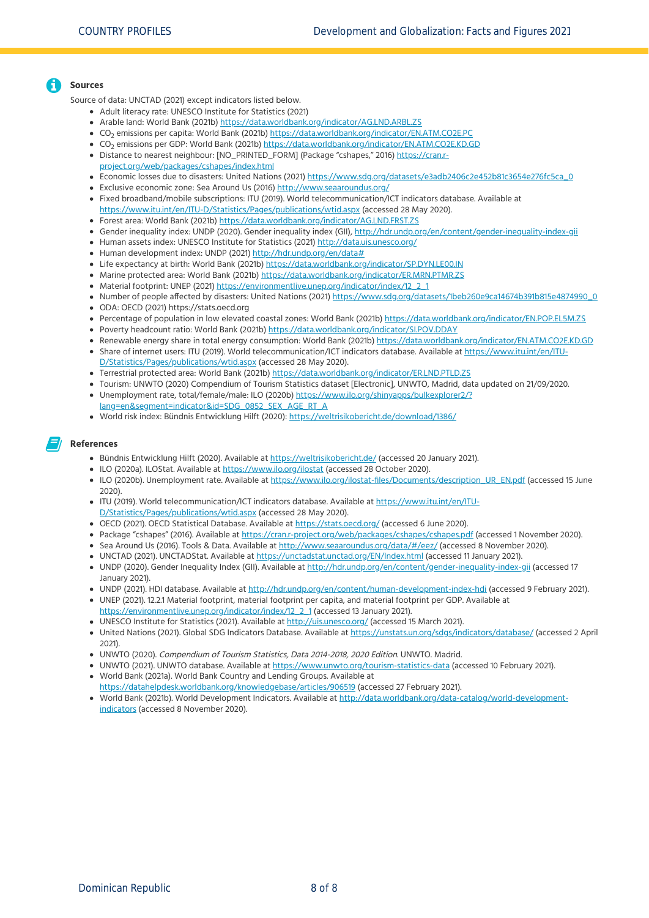## Sources

Source of data: UNCTAD (2021) except indicators listed below.

- Adult literacy rate: UNESCO Institute for Statistics (2021)
- Arable land: World Bank (2021b) https://data.worldbank.org/indicator/AG.LND.ARBL.ZS
- $CO_2$ emissions per capita: World Bank (2021b) https://data.worldbank.org/indicator/EN.ATM.CO2E.PC
- $CO_2$ emissions per GDP: World Bank (2021b) https://data.worldbank.org/indicator/EN.ATM.CO2E.KD.GD
- Distance to nearest neighbour: [NO_PRINTED_FORM] (Package "cshapes," 2016) https://cran.r-project.org/web/packages/cshapes/index.html
- Economic losses due to disasters: United Nations (2021) https://www.sdg.org/datasets/e3adb2406c2e452b81c3654e276fc5ca_0
- Exclusive economic zone: Sea Around Us (2016) http://www.seaaroundus.org/
- Fixed broadband/mobile subscriptions: ITU (2019). World telecommunication/ICT indicators database. Available at https://www.itu.int/en/ITU-D/Statistics/Pages/publications/wtid.aspx (accessed 28 May 2020).
- Forest area: World Bank (2021b) https://data.worldbank.org/indicator/AG.LND.FRST.ZS
- Gender inequality index: UNDP (2020). Gender inequality index (GII), http://hdr.undp.org/en/content/gender-inequality-index-gii
- Human assets index: UNESCO Institute for Statistics (2021) http://data.uis.unesco.org/
- Human development index: UNDP (2021) http://hdr.undp.org/en/data#
- Life expectancy at birth: World Bank (2021b) https://data.worldbank.org/indicator/SP.DYN.LE00.IN
- Marine protected area: World Bank (2021b) https://data.worldbank.org/indicator/ER.MRN.PTMR.ZS
- Material footprint: UNEP (2021) https://environmentlive.unep.org/indicator/index/12_2_1
- Number of people affected by disasters: United Nations (2021) https://www.sdg.org/datasets/1beb260e9ca14674b391b815e4874990_0
- ODA: OECD (2021) https://stats.oecd.org
- Percentage of population in low elevated coastal zones: World Bank (2021b) https://data.worldbank.org/indicator/EN.POP.EL5M.ZS
- Poverty headcount ratio: World Bank (2021b) https://data.worldbank.org/indicator/SI.POV.DDAY
- Renewable energy share in total energy consumption: World Bank (2021b) https://data.worldbank.org/indicator/EN.ATM.CO2E.KD.GD
- Share of internet users: ITU (2019). World telecommunication/ICT indicators database. Available at https://www.itu.int/en/ITU-D/Statistics/Pages/publications/wtid.aspx (accessed 28 May 2020).
- Terrestrial protected area: World Bank (2021b) https://data.worldbank.org/indicator/ER.LND.PTLD.ZS
- Tourism: UNWTO (2020) Compendium of Tourism Statistics dataset [Electronic], UNWTO, Madrid, data updated on 21/09/2020.
- Unemployment rate, total/female/male: ILO (2020b) https://www.ilo.org/shinyapps/bulkexplorer2/?lang=en&segment=indicator&id=SDG_0852_SEX_AGE_RT_A
- World risk index: Bündnis Entwicklung Hilft (2020): https://weltrisikobericht.de/download/1386/

## References

- Bündnis Entwicklung Hilft (2020). Available at https://weltrisikobericht.de/ (accessed 20 January 2021).
- ILO (2020a). ILOStat. Available at https://www.ilo.org/ilostat (accessed 28 October 2020).
- ILO (2020b). Unemployment rate. Available at https://www.ilo.org/ilostat-files/Documents/description_UR_EN.pdf (accessed 15 June 2020).
- ITU (2019). World telecommunication/ICT indicators database. Available at https://www.itu.int/en/ITU-D/Statistics/Pages/publications/wtid.aspx (accessed 28 May 2020).
- OECD (2021). OECD Statistical Database. Available at https://stats.oecd.org/ (accessed 6 June 2020).
- Package "cshapes" (2016). Available at https://cran.r-project.org/web/packages/cshapes/cshapes.pdf (accessed 1 November 2020).
- Sea Around Us (2016). Tools & Data. Available at http://www.seaaroundus.org/data/#/eez/ (accessed 8 November 2020).
- UNCTAD (2021). UNCTADStat. Available at https://unctadstat.unctad.org/EN/Index.html (accessed 11 January 2021).
- UNDP (2020). Gender Inequality Index (GII). Available at http://hdr.undp.org/en/content/gender-inequality-index-gii (accessed 17 January 2021).
- UNDP (2021). HDI database. Available at http://hdr.undp.org/en/content/human-development-index-hdi (accessed 9 February 2021).
- UNEP (2021). 12.2.1 Material footprint, material footprint per capita, and material footprint per GDP. Available at https://environmentlive.unep.org/indicator/index/12_2_1 (accessed 13 January 2021).
- UNESCO Institute for Statistics (2021). Available at http://uis.unesco.org/ (accessed 15 March 2021).
- United Nations (2021). Global SDG Indicators Database. Available at https://unstats.un.org/sdgs/indicators/database/ (accessed 2 April 2021).
- UNWTO (2020). *Compendium of Tourism Statistics, Data 2014-2018, 2020 Edition*. UNWTO. Madrid.
- UNWTO (2021). UNWTO database. Available at https://www.unwto.org/tourism-statistics-data (accessed 10 February 2021).
- World Bank (2021a). World Bank Country and Lending Groups. Available at https://datahelpdesk.worldbank.org/knowledgebase/articles/906519 (accessed 27 February 2021).
- World Bank (2021b). World Development Indicators. Available at http://data.worldbank.org/data-catalog/world-development-indicators (accessed 8 November 2020).